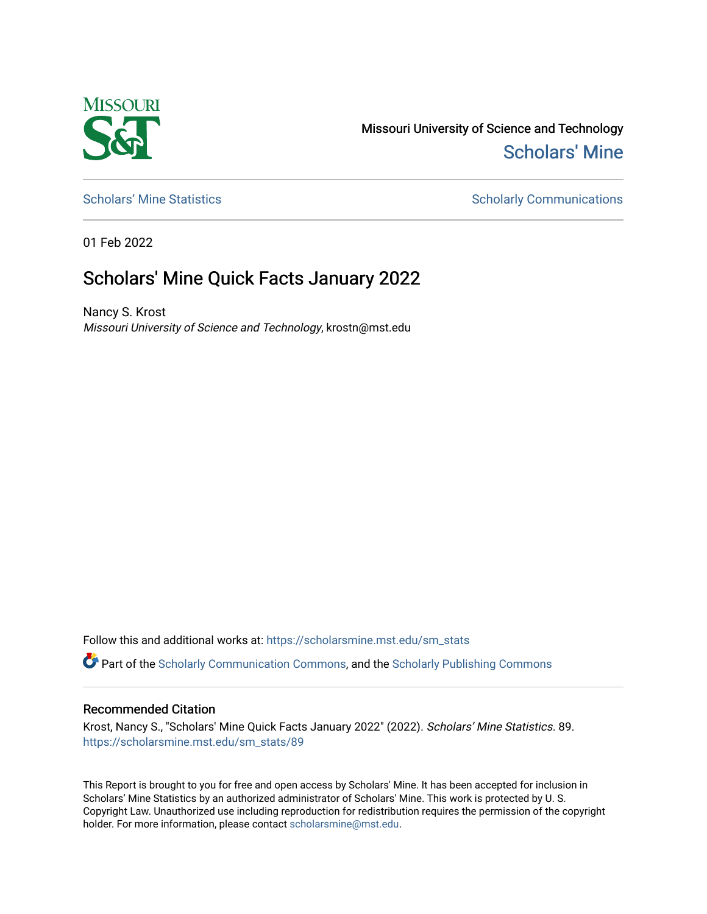Missouri University of Science and Technology

Scholars' Mine

Scholars' Mine Statistics | Scholarly Communications

01 Feb 2022

# Scholars' Mine Quick Facts January 2022

Nancy S. Krost
*Missouri University of Science and Technology*, krostn@mst.edu

Follow this and additional works at: https://scholarsmine.mst.edu/sm_stats

Part of the Scholarly Communication Commons, and the Scholarly Publishing Commons

## Recommended Citation

Krost, Nancy S., "Scholars' Mine Quick Facts January 2022" (2022). *Scholars' Mine Statistics*. 89.
https://scholarsmine.mst.edu/sm_stats/89

This Report is brought to you for free and open access by Scholars' Mine. It has been accepted for inclusion in Scholars' Mine Statistics by an authorized administrator of Scholars' Mine. This work is protected by U. S. Copyright Law. Unauthorized use including reproduction for redistribution requires the permission of the copyright holder. For more information, please contact scholarsmine@mst.edu.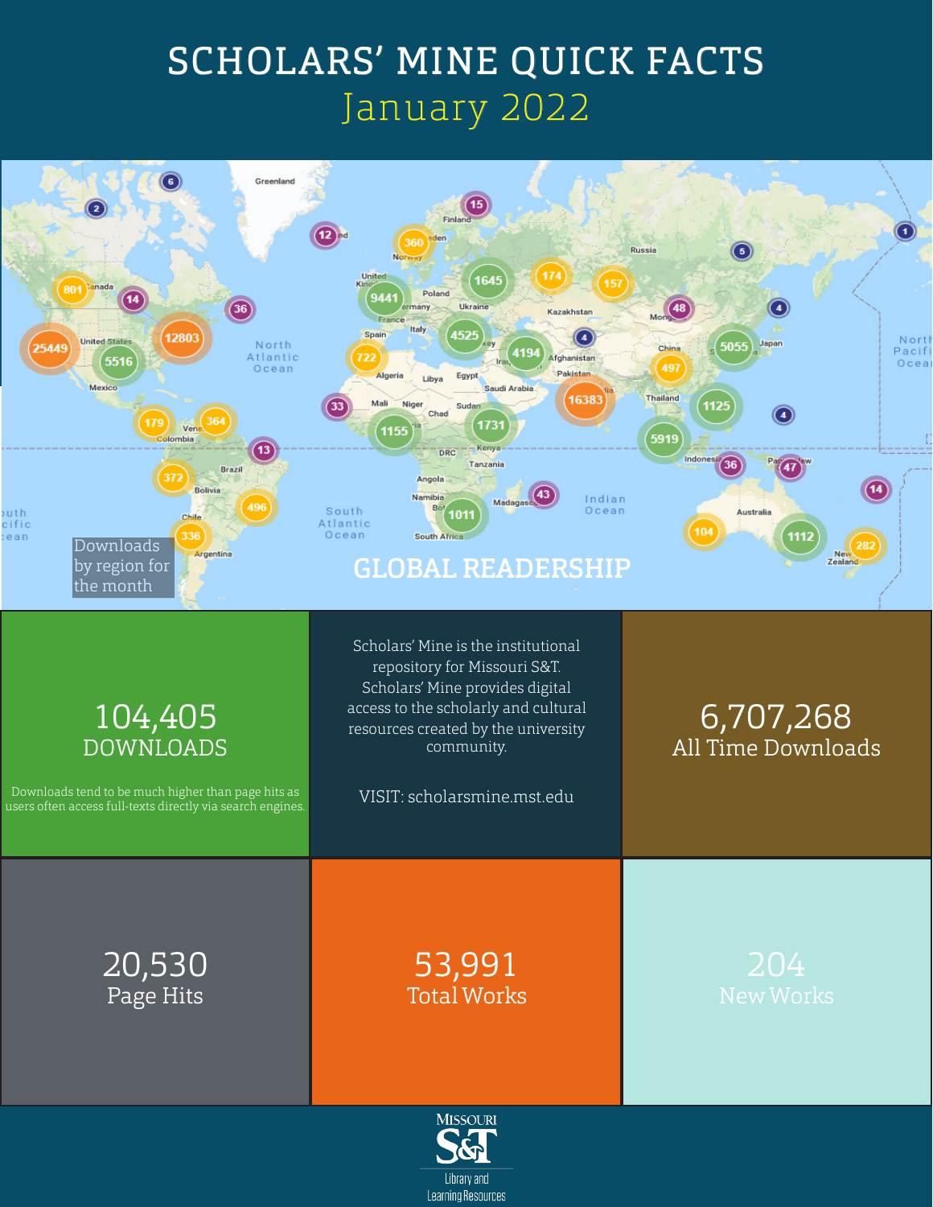# SCHOLARS' MINE QUICK FACTS

## January 2022

GLOBAL READERSHIP

Downloads by region for the month

801
14
36
25449
12803
5516
6
2
12
360
15
9441
1645
174
157
4525
4194
48
5
4
4
722
16383
5055
497
1125
33
1155
1731
5919
4
179
364
13
36
47
14
372
496
43
1011
104
1112
282
336
1

Greenland
Canada
United States
Mexico
North Atlantic Ocean
Colombia
Brazil
Bolivia
Chile
Argentina
South Pacific Ocean
Finland
Sweden
Norway
United Kingdom
Poland
Germany
France
Ukraine
Spain
Italy
Algeria
Libya
Egypt
Mali
Niger
Chad
Sudan
Saudi Arabia
Iraq
Afghanistan
Pakistan
India
Kazakhstan
Russia
Mongolia
China
Japan
Thailand
Indonesia
Kenya
DRC
Tanzania
Angola
Namibia
South Africa
Madagascar
South Atlantic Ocean
Indian Ocean
Australia
New Zealand
North Pacific Ocean

**104,405**
DOWNLOADS

Downloads tend to be much higher than page hits as users often access full-texts directly via search engines.

Scholars' Mine is the institutional repository for Missouri S&T. Scholars' Mine provides digital access to the scholarly and cultural resources created by the university community.

VISIT: scholarsmine.mst.edu

**6,707,268**
All Time Downloads

**20,530**
Page Hits

**53,991**
Total Works

**204**
New Works

MISSOURI S&T
Library and Learning Resources